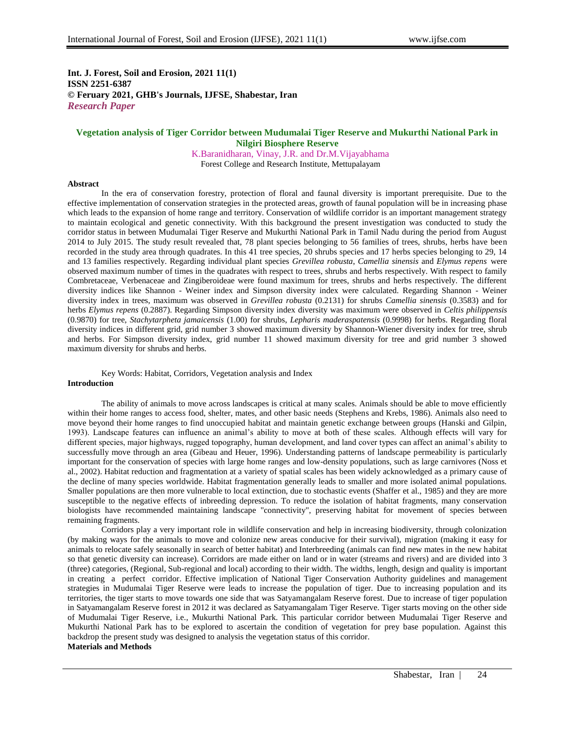**Int. J. Forest, Soil and Erosion, 2021 11(1)**
**ISSN 2251-6387**
**© Feruary 2021, GHB's Journals, IJFSE, Shabestar, Iran**
***Research Paper***

## Vegetation analysis of Tiger Corridor between Mudumalai Tiger Reserve and Mukurthi National Park in Nilgiri Biosphere Reserve

K.Baranidharan, Vinay, J.R. and Dr.M.Vijayabhama

Forest College and Research Institute, Mettupalayam

### Abstract

In the era of conservation forestry, protection of floral and faunal diversity is important prerequisite. Due to the effective implementation of conservation strategies in the protected areas, growth of faunal population will be in increasing phase which leads to the expansion of home range and territory. Conservation of wildlife corridor is an important management strategy to maintain ecological and genetic connectivity. With this background the present investigation was conducted to study the corridor status in between Mudumalai Tiger Reserve and Mukurthi National Park in Tamil Nadu during the period from August 2014 to July 2015. The study result revealed that, 78 plant species belonging to 56 families of trees, shrubs, herbs have been recorded in the study area through quadrates. In this 41 tree species, 20 shrubs species and 17 herbs species belonging to 29, 14 and 13 families respectively. Regarding individual plant species *Grevillea robusta*, *Camellia sinensis* and *Elymus repens* were observed maximum number of times in the quadrates with respect to trees, shrubs and herbs respectively. With respect to family Combretaceae, Verbenaceae and Zingiberoideae were found maximum for trees, shrubs and herbs respectively. The different diversity indices like Shannon - Weiner index and Simpson diversity index were calculated. Regarding Shannon - Weiner diversity index in trees, maximum was observed in *Grevillea robusta* (0.2131) for shrubs *Camellia sinensis* (0.3583) and for herbs *Elymus repens* (0.2887). Regarding Simpson diversity index diversity was maximum were observed in *Celtis philippensis* (0.9870) for tree, *Stachytarpheta jamaicensis* (1.00) for shrubs, *Lepharis maderaspatensis* (0.9998) for herbs. Regarding floral diversity indices in different grid, grid number 3 showed maximum diversity by Shannon-Wiener diversity index for tree, shrub and herbs. For Simpson diversity index, grid number 11 showed maximum diversity for tree and grid number 3 showed maximum diversity for shrubs and herbs.

Key Words: Habitat, Corridors, Vegetation analysis and Index

### Introduction

The ability of animals to move across landscapes is critical at many scales. Animals should be able to move efficiently within their home ranges to access food, shelter, mates, and other basic needs (Stephens and Krebs, 1986). Animals also need to move beyond their home ranges to find unoccupied habitat and maintain genetic exchange between groups (Hanski and Gilpin, 1993). Landscape features can influence an animal's ability to move at both of these scales. Although effects will vary for different species, major highways, rugged topography, human development, and land cover types can affect an animal's ability to successfully move through an area (Gibeau and Heuer, 1996). Understanding patterns of landscape permeability is particularly important for the conservation of species with large home ranges and low-density populations, such as large carnivores (Noss et al., 2002). Habitat reduction and fragmentation at a variety of spatial scales has been widely acknowledged as a primary cause of the decline of many species worldwide. Habitat fragmentation generally leads to smaller and more isolated animal populations. Smaller populations are then more vulnerable to local extinction, due to stochastic events (Shaffer et al., 1985) and they are more susceptible to the negative effects of inbreeding depression. To reduce the isolation of habitat fragments, many conservation biologists have recommended maintaining landscape "connectivity", preserving habitat for movement of species between remaining fragments.

Corridors play a very important role in wildlife conservation and help in increasing biodiversity, through colonization (by making ways for the animals to move and colonize new areas conducive for their survival), migration (making it easy for animals to relocate safely seasonally in search of better habitat) and Interbreeding (animals can find new mates in the new habitat so that genetic diversity can increase). Corridors are made either on land or in water (streams and rivers) and are divided into 3 (three) categories, (Regional, Sub-regional and local) according to their width. The widths, length, design and quality is important in creating a perfect corridor. Effective implication of National Tiger Conservation Authority guidelines and management strategies in Mudumalai Tiger Reserve were leads to increase the population of tiger. Due to increasing population and its territories, the tiger starts to move towards one side that was Satyamangalam Reserve forest. Due to increase of tiger population in Satyamangalam Reserve forest in 2012 it was declared as Satyamangalam Tiger Reserve. Tiger starts moving on the other side of Mudumalai Tiger Reserve, i.e., Mukurthi National Park. This particular corridor between Mudumalai Tiger Reserve and Mukurthi National Park has to be explored to ascertain the condition of vegetation for prey base population. Against this backdrop the present study was designed to analysis the vegetation status of this corridor.

### Materials and Methods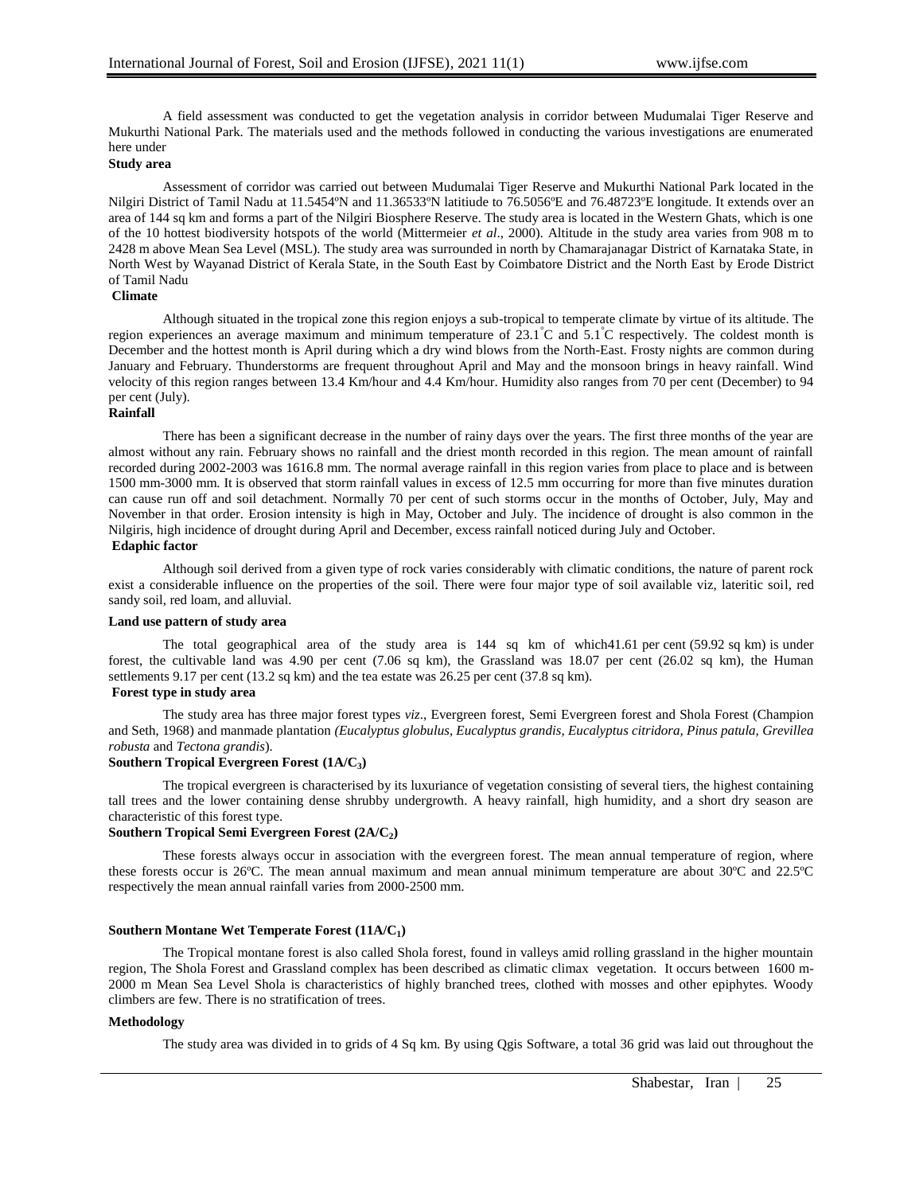A field assessment was conducted to get the vegetation analysis in corridor between Mudumalai Tiger Reserve and Mukurthi National Park. The materials used and the methods followed in conducting the various investigations are enumerated here under

### Study area

Assessment of corridor was carried out between Mudumalai Tiger Reserve and Mukurthi National Park located in the Nilgiri District of Tamil Nadu at 11.5454ºN and 11.36533ºN latitiude to 76.5056ºE and 76.48723ºE longitude. It extends over an area of 144 sq km and forms a part of the Nilgiri Biosphere Reserve. The study area is located in the Western Ghats, which is one of the 10 hottest biodiversity hotspots of the world (Mittermeier *et al*., 2000). Altitude in the study area varies from 908 m to 2428 m above Mean Sea Level (MSL). The study area was surrounded in north by Chamarajanagar District of Karnataka State, in North West by Wayanad District of Kerala State, in the South East by Coimbatore District and the North East by Erode District of Tamil Nadu

### Climate

Although situated in the tropical zone this region enjoys a sub-tropical to temperate climate by virtue of its altitude. The region experiences an average maximum and minimum temperature of 23.1°C and 5.1°C respectively. The coldest month is December and the hottest month is April during which a dry wind blows from the North-East. Frosty nights are common during January and February. Thunderstorms are frequent throughout April and May and the monsoon brings in heavy rainfall. Wind velocity of this region ranges between 13.4 Km/hour and 4.4 Km/hour. Humidity also ranges from 70 per cent (December) to 94 per cent (July).

### Rainfall

There has been a significant decrease in the number of rainy days over the years. The first three months of the year are almost without any rain. February shows no rainfall and the driest month recorded in this region. The mean amount of rainfall recorded during 2002-2003 was 1616.8 mm. The normal average rainfall in this region varies from place to place and is between 1500 mm-3000 mm. It is observed that storm rainfall values in excess of 12.5 mm occurring for more than five minutes duration can cause run off and soil detachment. Normally 70 per cent of such storms occur in the months of October, July, May and November in that order. Erosion intensity is high in May, October and July. The incidence of drought is also common in the Nilgiris, high incidence of drought during April and December, excess rainfall noticed during July and October.

### Edaphic factor

Although soil derived from a given type of rock varies considerably with climatic conditions, the nature of parent rock exist a considerable influence on the properties of the soil. There were four major type of soil available viz, lateritic soil, red sandy soil, red loam, and alluvial.

### Land use pattern of study area

The total geographical area of the study area is 144 sq km of which41.61 per cent (59.92 sq km) is under forest, the cultivable land was 4.90 per cent (7.06 sq km), the Grassland was 18.07 per cent (26.02 sq km), the Human settlements 9.17 per cent (13.2 sq km) and the tea estate was 26.25 per cent (37.8 sq km).

### Forest type in study area

The study area has three major forest types *viz*., Evergreen forest, Semi Evergreen forest and Shola Forest (Champion and Seth, 1968) and manmade plantation *(Eucalyptus globulus, Eucalyptus grandis, Eucalyptus citridora, Pinus patula, Grevillea robusta* and *Tectona grandis*).

### Southern Tropical Evergreen Forest (1A/$C_3$)

The tropical evergreen is characterised by its luxuriance of vegetation consisting of several tiers, the highest containing tall trees and the lower containing dense shrubby undergrowth. A heavy rainfall, high humidity, and a short dry season are characteristic of this forest type.

### Southern Tropical Semi Evergreen Forest (2A/$C_2$)

These forests always occur in association with the evergreen forest. The mean annual temperature of region, where these forests occur is 26ºC. The mean annual maximum and mean annual minimum temperature are about 30ºC and 22.5ºC respectively the mean annual rainfall varies from 2000-2500 mm.

### Southern Montane Wet Temperate Forest (11A/$C_1$)

The Tropical montane forest is also called Shola forest, found in valleys amid rolling grassland in the higher mountain region, The Shola Forest and Grassland complex has been described as climatic climax vegetation. It occurs between 1600 m-2000 m Mean Sea Level Shola is characteristics of highly branched trees, clothed with mosses and other epiphytes. Woody climbers are few. There is no stratification of trees.

### Methodology

The study area was divided in to grids of 4 Sq km. By using Qgis Software, a total 36 grid was laid out throughout the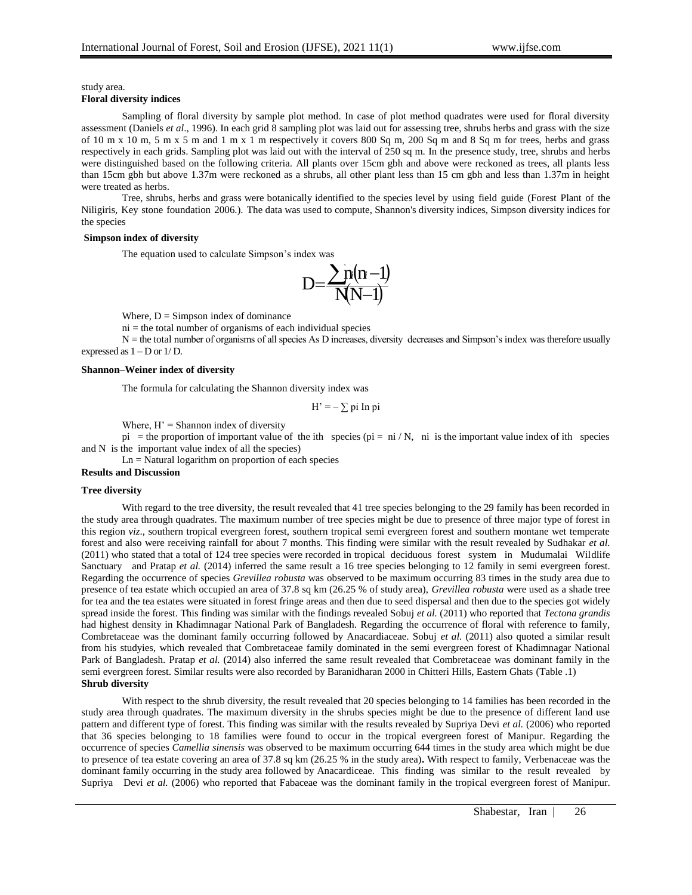study area.

**Floral diversity indices**

Sampling of floral diversity by sample plot method. In case of plot method quadrates were used for floral diversity assessment (Daniels *et al*., 1996). In each grid 8 sampling plot was laid out for assessing tree, shrubs herbs and grass with the size of 10 m x 10 m, 5 m x 5 m and 1 m x 1 m respectively it covers 800 Sq m, 200 Sq m and 8 Sq m for trees, herbs and grass respectively in each grids. Sampling plot was laid out with the interval of 250 sq m. In the presence study, tree, shrubs and herbs were distinguished based on the following criteria. All plants over 15cm gbh and above were reckoned as trees, all plants less than 15cm gbh but above 1.37m were reckoned as a shrubs, all other plant less than 15 cm gbh and less than 1.37m in height were treated as herbs.

Tree, shrubs, herbs and grass were botanically identified to the species level by using field guide (Forest Plant of the Niligiris, Key stone foundation 2006.). The data was used to compute, Shannon's diversity indices, Simpson diversity indices for the species

**Simpson index of diversity**

The equation used to calculate Simpson's index was

$$D=\frac{\sum n_i(n_i-1)}{N(N-1)}$$

Where, D = Simpson index of dominance

ni = the total number of organisms of each individual species

N = the total number of organisms of all species As D increases, diversity decreases and Simpson's index was therefore usually expressed as 1 – D or 1/ D.

**Shannon–Weiner index of diversity**

The formula for calculating the Shannon diversity index was

$$H' = -\sum p_i \ln p_i$$

Where, H' = Shannon index of diversity

pi = the proportion of important value of the ith species (pi = ni / N, ni is the important value index of ith species and N is the important value index of all the species)

Ln = Natural logarithm on proportion of each species

**Results and Discussion**

**Tree diversity**

With regard to the tree diversity, the result revealed that 41 tree species belonging to the 29 family has been recorded in the study area through quadrates. The maximum number of tree species might be due to presence of three major type of forest in this region *viz*., southern tropical evergreen forest, southern tropical semi evergreen forest and southern montane wet temperate forest and also were receiving rainfall for about 7 months. This finding were similar with the result revealed by Sudhakar *et al.* (2011) who stated that a total of 124 tree species were recorded in tropical deciduous forest system in Mudumalai Wildlife Sanctuary and Pratap *et al.* (2014) inferred the same result a 16 tree species belonging to 12 family in semi evergreen forest. Regarding the occurrence of species *Grevillea robusta* was observed to be maximum occurring 83 times in the study area due to presence of tea estate which occupied an area of 37.8 sq km (26.25 % of study area), *Grevillea robusta* were used as a shade tree for tea and the tea estates were situated in forest fringe areas and then due to seed dispersal and then due to the species got widely spread inside the forest. This finding was similar with the findings revealed Sobuj *et al.* (2011) who reported that *Tectona grandis* had highest density in Khadimnagar National Park of Bangladesh. Regarding the occurrence of floral with reference to family, Combretaceae was the dominant family occurring followed by Anacardiaceae. Sobuj *et al.* (2011) also quoted a similar result from his studyies, which revealed that Combretaceae family dominated in the semi evergreen forest of Khadimnagar National Park of Bangladesh. Pratap *et al.* (2014) also inferred the same result revealed that Combretaceae was dominant family in the semi evergreen forest. Similar results were also recorded by Baranidharan 2000 in Chitteri Hills, Eastern Ghats (Table .1)

**Shrub diversity**

With respect to the shrub diversity, the result revealed that 20 species belonging to 14 families has been recorded in the study area through quadrates. The maximum diversity in the shrubs species might be due to the presence of different land use pattern and different type of forest. This finding was similar with the results revealed by Supriya Devi *et al.* (2006) who reported that 36 species belonging to 18 families were found to occur in the tropical evergreen forest of Manipur. Regarding the occurrence of species *Camellia sinensis* was observed to be maximum occurring 644 times in the study area which might be due to presence of tea estate covering an area of 37.8 sq km (26.25 % in the study area)**.** With respect to family, Verbenaceae was the dominant family occurring in the study area followed by Anacardiceae. This finding was similar to the result revealed by Supriya Devi *et al.* (2006) who reported that Fabaceae was the dominant family in the tropical evergreen forest of Manipur.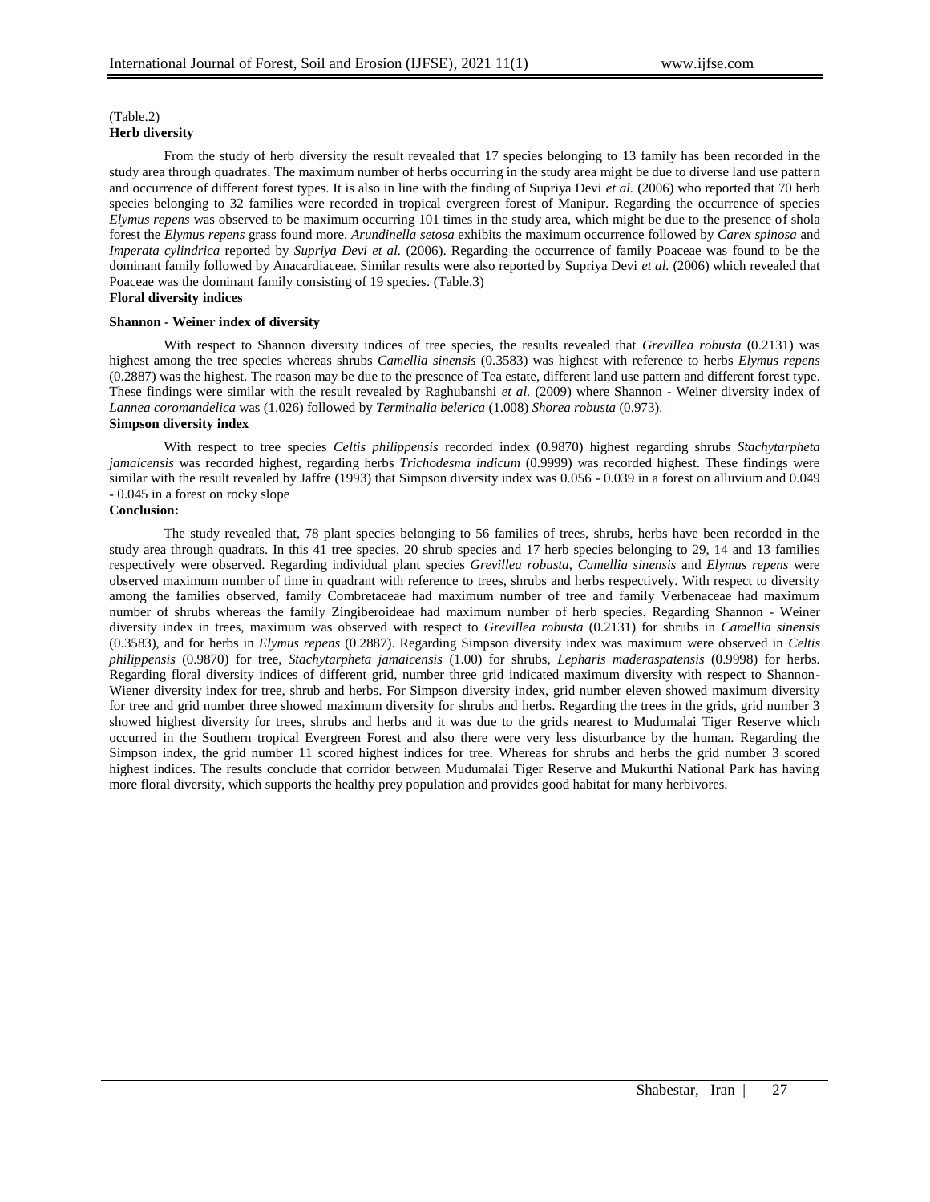(Table.2)

**Herb diversity**

From the study of herb diversity the result revealed that 17 species belonging to 13 family has been recorded in the study area through quadrates. The maximum number of herbs occurring in the study area might be due to diverse land use pattern and occurrence of different forest types. It is also in line with the finding of Supriya Devi *et al.* (2006) who reported that 70 herb species belonging to 32 families were recorded in tropical evergreen forest of Manipur. Regarding the occurrence of species *Elymus repens* was observed to be maximum occurring 101 times in the study area, which might be due to the presence of shola forest the *Elymus repens* grass found more. *Arundinella setosa* exhibits the maximum occurrence followed by *Carex spinosa* and *Imperata cylindrica* reported by *Supriya Devi et al.* (2006). Regarding the occurrence of family Poaceae was found to be the dominant family followed by Anacardiaceae. Similar results were also reported by Supriya Devi *et al.* (2006) which revealed that Poaceae was the dominant family consisting of 19 species. (Table.3)

**Floral diversity indices**

**Shannon - Weiner index of diversity**

With respect to Shannon diversity indices of tree species, the results revealed that *Grevillea robusta* (0.2131) was highest among the tree species whereas shrubs *Camellia sinensis* (0.3583) was highest with reference to herbs *Elymus repens* (0.2887) was the highest. The reason may be due to the presence of Tea estate, different land use pattern and different forest type. These findings were similar with the result revealed by Raghubanshi *et al.* (2009) where Shannon - Weiner diversity index of *Lannea coromandelica* was (1.026) followed by *Terminalia belerica* (1.008) *Shorea robusta* (0.973).

**Simpson diversity index**

With respect to tree species *Celtis philippensis* recorded index (0.9870) highest regarding shrubs *Stachytarpheta jamaicensis* was recorded highest, regarding herbs *Trichodesma indicum* (0.9999) was recorded highest. These findings were similar with the result revealed by Jaffre (1993) that Simpson diversity index was 0.056 - 0.039 in a forest on alluvium and 0.049 - 0.045 in a forest on rocky slope

**Conclusion:**

The study revealed that, 78 plant species belonging to 56 families of trees, shrubs, herbs have been recorded in the study area through quadrats. In this 41 tree species, 20 shrub species and 17 herb species belonging to 29, 14 and 13 families respectively were observed. Regarding individual plant species *Grevillea robusta*, *Camellia sinensis* and *Elymus repens* were observed maximum number of time in quadrant with reference to trees, shrubs and herbs respectively. With respect to diversity among the families observed, family Combretaceae had maximum number of tree and family Verbenaceae had maximum number of shrubs whereas the family Zingiberoideae had maximum number of herb species. Regarding Shannon - Weiner diversity index in trees, maximum was observed with respect to *Grevillea robusta* (0.2131) for shrubs in *Camellia sinensis* (0.3583), and for herbs in *Elymus repens* (0.2887). Regarding Simpson diversity index was maximum were observed in *Celtis philippensis* (0.9870) for tree, *Stachytarpheta jamaicensis* (1.00) for shrubs, *Lepharis maderaspatensis* (0.9998) for herbs. Regarding floral diversity indices of different grid, number three grid indicated maximum diversity with respect to Shannon-Wiener diversity index for tree, shrub and herbs. For Simpson diversity index, grid number eleven showed maximum diversity for tree and grid number three showed maximum diversity for shrubs and herbs. Regarding the trees in the grids, grid number 3 showed highest diversity for trees, shrubs and herbs and it was due to the grids nearest to Mudumalai Tiger Reserve which occurred in the Southern tropical Evergreen Forest and also there were very less disturbance by the human. Regarding the Simpson index, the grid number 11 scored highest indices for tree. Whereas for shrubs and herbs the grid number 3 scored highest indices. The results conclude that corridor between Mudumalai Tiger Reserve and Mukurthi National Park has having more floral diversity, which supports the healthy prey population and provides good habitat for many herbivores.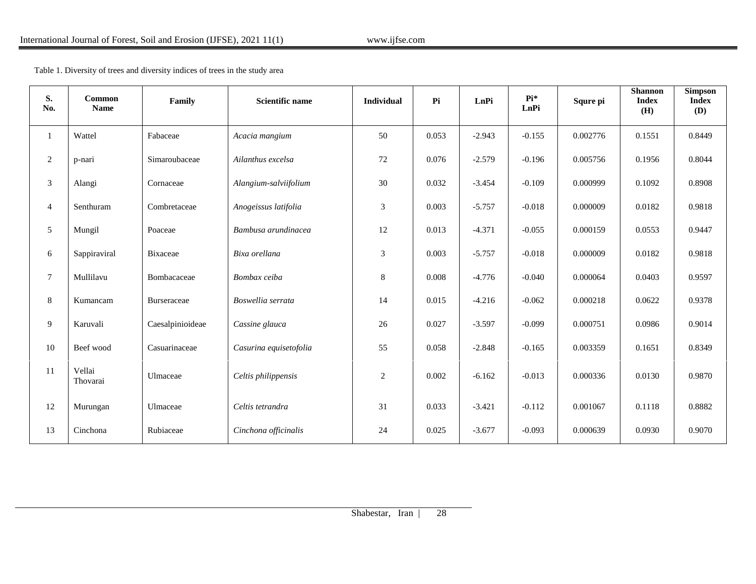Table 1. Diversity of trees and diversity indices of trees in the study area

| S. No. | Common Name | Family | Scientific name | Individual | Pi | LnPi | Pi* LnPi | Squre pi | Shannon Index (H) | Simpson Index (D) |
|---|---|---|---|---|---|---|---|---|---|---|
| 1 | Wattel | Fabaceae | *Acacia mangium* | 50 | 0.053 | -2.943 | -0.155 | 0.002776 | 0.1551 | 0.8449 |
| 2 | p-nari | Simaroubaceae | *Ailanthus excelsa* | 72 | 0.076 | -2.579 | -0.196 | 0.005756 | 0.1956 | 0.8044 |
| 3 | Alangi | Cornaceae | *Alangium-salviifolium* | 30 | 0.032 | -3.454 | -0.109 | 0.000999 | 0.1092 | 0.8908 |
| 4 | Senthuram | Combretaceae | *Anogeissus latifolia* | 3 | 0.003 | -5.757 | -0.018 | 0.000009 | 0.0182 | 0.9818 |
| 5 | Mungil | Poaceae | *Bambusa arundinacea* | 12 | 0.013 | -4.371 | -0.055 | 0.000159 | 0.0553 | 0.9447 |
| 6 | Sappiraviral | Bixaceae | *Bixa orellana* | 3 | 0.003 | -5.757 | -0.018 | 0.000009 | 0.0182 | 0.9818 |
| 7 | Mullilavu | Bombacaceae | *Bombax ceiba* | 8 | 0.008 | -4.776 | -0.040 | 0.000064 | 0.0403 | 0.9597 |
| 8 | Kumancam | Burseraceae | *Boswellia serrata* | 14 | 0.015 | -4.216 | -0.062 | 0.000218 | 0.0622 | 0.9378 |
| 9 | Karuvali | Caesalpinioideae | *Cassine glauca* | 26 | 0.027 | -3.597 | -0.099 | 0.000751 | 0.0986 | 0.9014 |
| 10 | Beef wood | Casuarinaceae | *Casurina equisetofolia* | 55 | 0.058 | -2.848 | -0.165 | 0.003359 | 0.1651 | 0.8349 |
| 11 | Vellai Thovarai | Ulmaceae | *Celtis philippensis* | 2 | 0.002 | -6.162 | -0.013 | 0.000336 | 0.0130 | 0.9870 |
| 12 | Murungan | Ulmaceae | *Celtis tetrandra* | 31 | 0.033 | -3.421 | -0.112 | 0.001067 | 0.1118 | 0.8882 |
| 13 | Cinchona | Rubiaceae | *Cinchona officinalis* | 24 | 0.025 | -3.677 | -0.093 | 0.000639 | 0.0930 | 0.9070 |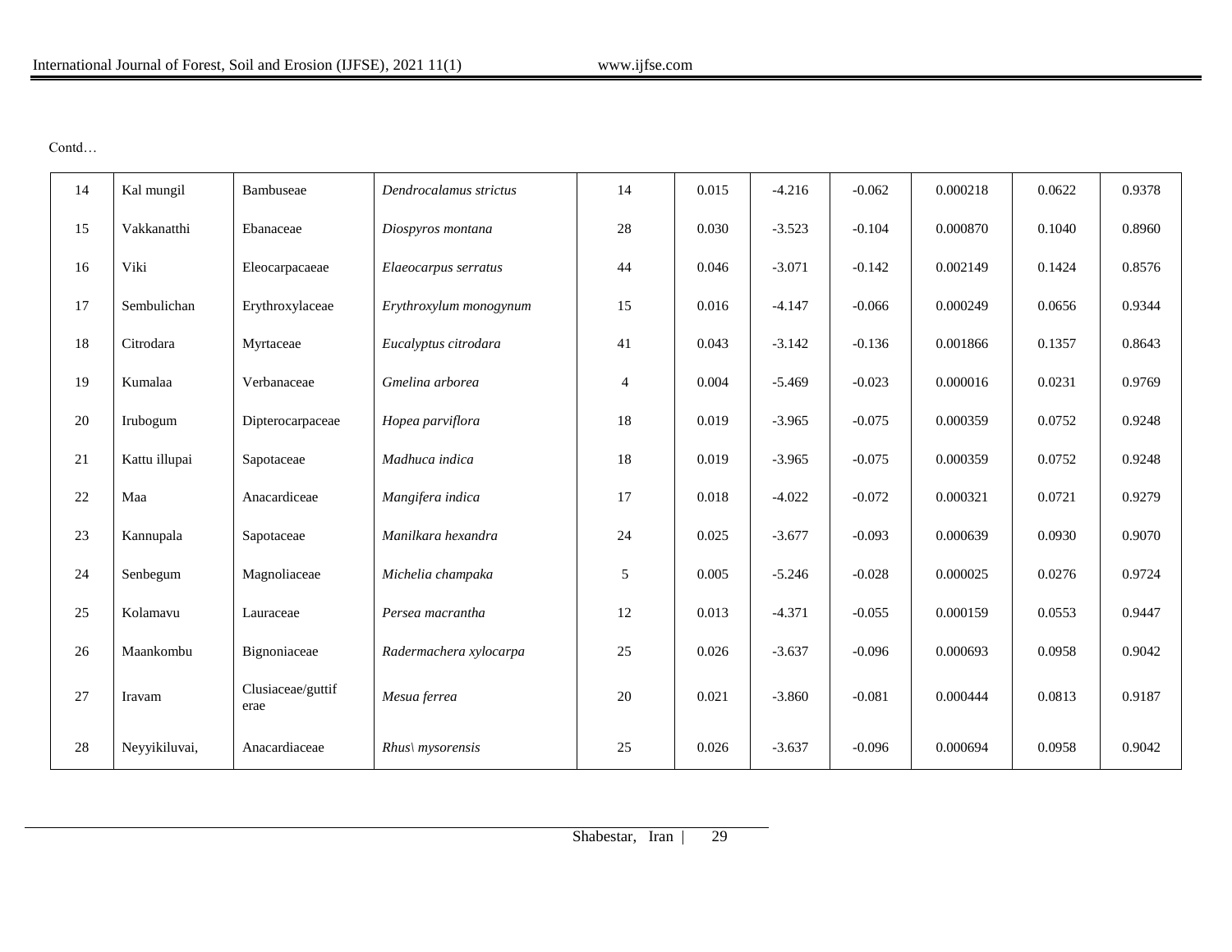Contd…

| | | | | | | | | | | |
|---|---|---|---|---|---|---|---|---|---|---|
| 14 | Kal mungil | Bambuseae | *Dendrocalamus strictus* | 14 | 0.015 | -4.216 | -0.062 | 0.000218 | 0.0622 | 0.9378 |
| 15 | Vakkanatthi | Ebanaceae | *Diospyros montana* | 28 | 0.030 | -3.523 | -0.104 | 0.000870 | 0.1040 | 0.8960 |
| 16 | Viki | Eleocarpacaeae | *Elaeocarpus serratus* | 44 | 0.046 | -3.071 | -0.142 | 0.002149 | 0.1424 | 0.8576 |
| 17 | Sembulichan | Erythroxylaceae | *Erythroxylum monogynum* | 15 | 0.016 | -4.147 | -0.066 | 0.000249 | 0.0656 | 0.9344 |
| 18 | Citrodara | Myrtaceae | *Eucalyptus citrodara* | 41 | 0.043 | -3.142 | -0.136 | 0.001866 | 0.1357 | 0.8643 |
| 19 | Kumalaa | Verbanaceae | *Gmelina arborea* | 4 | 0.004 | -5.469 | -0.023 | 0.000016 | 0.0231 | 0.9769 |
| 20 | Irubogum | Dipterocarpaceae | *Hopea parviflora* | 18 | 0.019 | -3.965 | -0.075 | 0.000359 | 0.0752 | 0.9248 |
| 21 | Kattu illupai | Sapotaceae | *Madhuca indica* | 18 | 0.019 | -3.965 | -0.075 | 0.000359 | 0.0752 | 0.9248 |
| 22 | Maa | Anacardiceae | *Mangifera indica* | 17 | 0.018 | -4.022 | -0.072 | 0.000321 | 0.0721 | 0.9279 |
| 23 | Kannupala | Sapotaceae | *Manilkara hexandra* | 24 | 0.025 | -3.677 | -0.093 | 0.000639 | 0.0930 | 0.9070 |
| 24 | Senbegum | Magnoliaceae | *Michelia champaka* | 5 | 0.005 | -5.246 | -0.028 | 0.000025 | 0.0276 | 0.9724 |
| 25 | Kolamavu | Lauraceae | *Persea macrantha* | 12 | 0.013 | -4.371 | -0.055 | 0.000159 | 0.0553 | 0.9447 |
| 26 | Maankombu | Bignoniaceae | *Radermachera xylocarpa* | 25 | 0.026 | -3.637 | -0.096 | 0.000693 | 0.0958 | 0.9042 |
| 27 | Iravam | Clusiaceae/guttiferae | *Mesua ferrea* | 20 | 0.021 | -3.860 | -0.081 | 0.000444 | 0.0813 | 0.9187 |
| 28 | Neyyikiluvai, | Anacardiaceae | *Rhus\ mysorensis* | 25 | 0.026 | -3.637 | -0.096 | 0.000694 | 0.0958 | 0.9042 |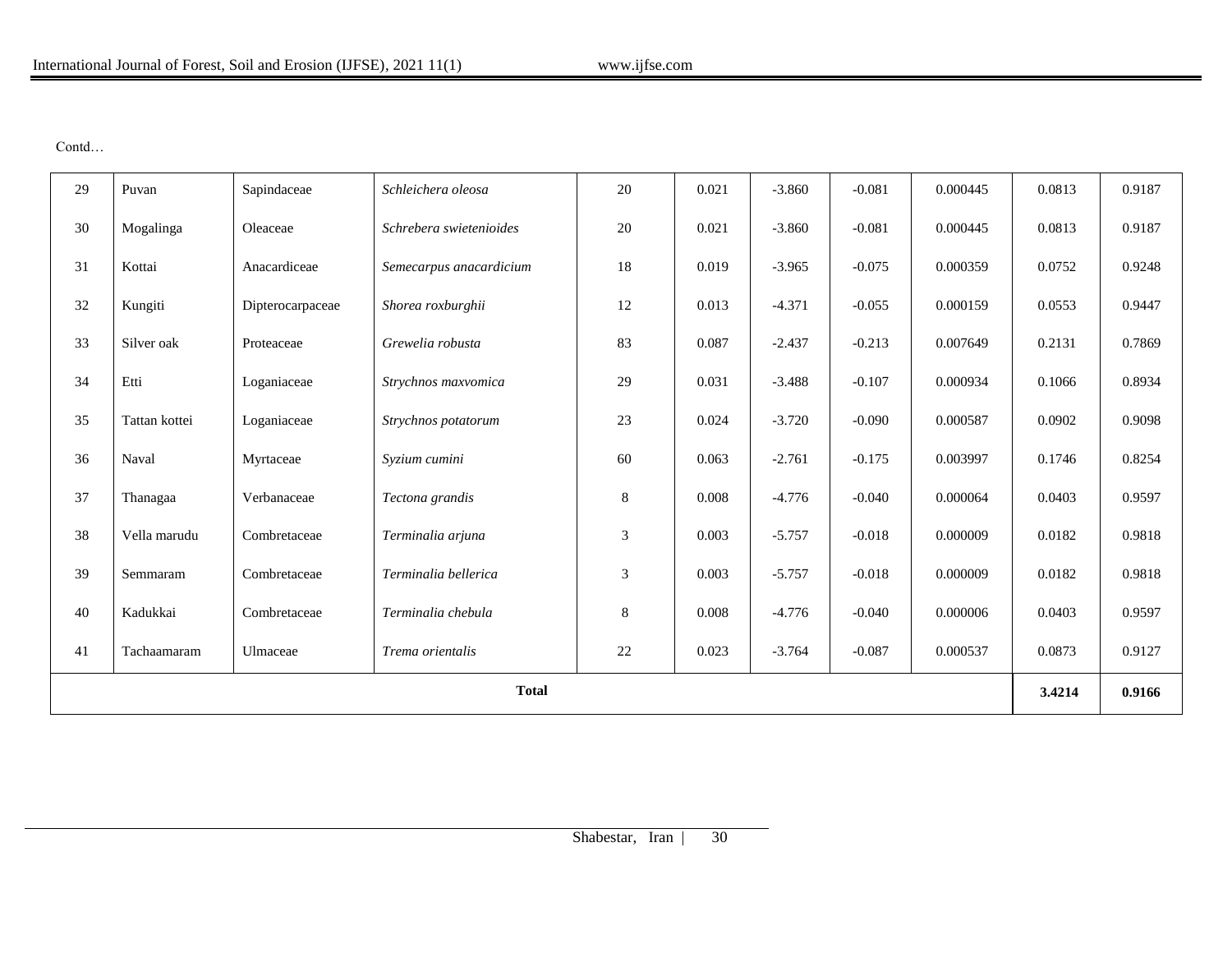Contd…

| 29 | Puvan | Sapindaceae | *Schleichera oleosa* | 20 | 0.021 | -3.860 | -0.081 | 0.000445 | 0.0813 | 0.9187 |
|---|---|---|---|---|---|---|---|---|---|---|
| 30 | Mogalinga | Oleaceae | *Schrebera swietenioides* | 20 | 0.021 | -3.860 | -0.081 | 0.000445 | 0.0813 | 0.9187 |
| 31 | Kottai | Anacardiceae | *Semecarpus anacardicium* | 18 | 0.019 | -3.965 | -0.075 | 0.000359 | 0.0752 | 0.9248 |
| 32 | Kungiti | Dipterocarpaceae | *Shorea roxburghii* | 12 | 0.013 | -4.371 | -0.055 | 0.000159 | 0.0553 | 0.9447 |
| 33 | Silver oak | Proteaceae | *Grewelia robusta* | 83 | 0.087 | -2.437 | -0.213 | 0.007649 | 0.2131 | 0.7869 |
| 34 | Etti | Loganiaceae | *Strychnos maxvomica* | 29 | 0.031 | -3.488 | -0.107 | 0.000934 | 0.1066 | 0.8934 |
| 35 | Tattan kottei | Loganiaceae | *Strychnos potatorum* | 23 | 0.024 | -3.720 | -0.090 | 0.000587 | 0.0902 | 0.9098 |
| 36 | Naval | Myrtaceae | *Syzium cumini* | 60 | 0.063 | -2.761 | -0.175 | 0.003997 | 0.1746 | 0.8254 |
| 37 | Thanagaa | Verbanaceae | *Tectona grandis* | 8 | 0.008 | -4.776 | -0.040 | 0.000064 | 0.0403 | 0.9597 |
| 38 | Vella marudu | Combretaceae | *Terminalia arjuna* | 3 | 0.003 | -5.757 | -0.018 | 0.000009 | 0.0182 | 0.9818 |
| 39 | Semmaram | Combretaceae | *Terminalia bellerica* | 3 | 0.003 | -5.757 | -0.018 | 0.000009 | 0.0182 | 0.9818 |
| 40 | Kadukkai | Combretaceae | *Terminalia chebula* | 8 | 0.008 | -4.776 | -0.040 | 0.000006 | 0.0403 | 0.9597 |
| 41 | Tachaamaram | Ulmaceae | *Trema orientalis* | 22 | 0.023 | -3.764 | -0.087 | 0.000537 | 0.0873 | 0.9127 |
| **Total** | | | | | | | | | **3.4214** | **0.9166** |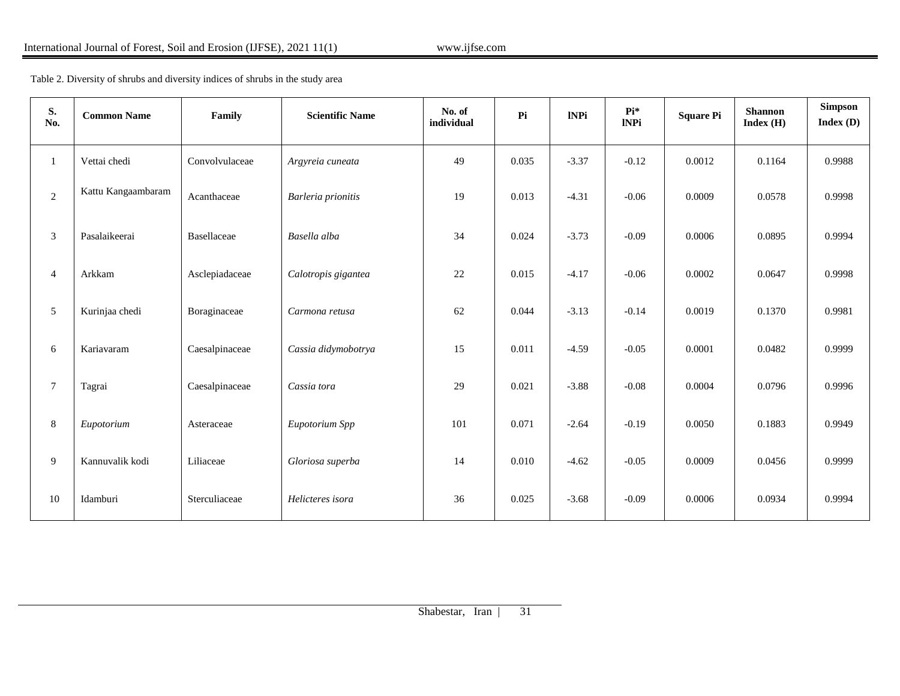Table 2. Diversity of shrubs and diversity indices of shrubs in the study area

| S. No. | Common Name | Family | Scientific Name | No. of individual | Pi | lNPi | Pi* lNPi | Square Pi | Shannon Index (H) | Simpson Index (D) |
|---|---|---|---|---|---|---|---|---|---|---|
| 1 | Vettai chedi | Convolvulaceae | *Argyreia cuneata* | 49 | 0.035 | -3.37 | -0.12 | 0.0012 | 0.1164 | 0.9988 |
| 2 | Kattu Kangaambaram | Acanthaceae | *Barleria prionitis* | 19 | 0.013 | -4.31 | -0.06 | 0.0009 | 0.0578 | 0.9998 |
| 3 | Pasalaikeerai | Basellaceae | *Basella alba* | 34 | 0.024 | -3.73 | -0.09 | 0.0006 | 0.0895 | 0.9994 |
| 4 | Arkkam | Asclepiadaceae | *Calotropis gigantea* | 22 | 0.015 | -4.17 | -0.06 | 0.0002 | 0.0647 | 0.9998 |
| 5 | Kurinjaa chedi | Boraginaceae | *Carmona retusa* | 62 | 0.044 | -3.13 | -0.14 | 0.0019 | 0.1370 | 0.9981 |
| 6 | Kariavaram | Caesalpinaceae | *Cassia didymobotrya* | 15 | 0.011 | -4.59 | -0.05 | 0.0001 | 0.0482 | 0.9999 |
| 7 | Tagrai | Caesalpinaceae | *Cassia tora* | 29 | 0.021 | -3.88 | -0.08 | 0.0004 | 0.0796 | 0.9996 |
| 8 | *Eupotorium* | Asteraceae | *Eupotorium Spp* | 101 | 0.071 | -2.64 | -0.19 | 0.0050 | 0.1883 | 0.9949 |
| 9 | Kannuvalik kodi | Liliaceae | *Gloriosa superba* | 14 | 0.010 | -4.62 | -0.05 | 0.0009 | 0.0456 | 0.9999 |
| 10 | Idamburi | Sterculiaceae | *Helicteres isora* | 36 | 0.025 | -3.68 | -0.09 | 0.0006 | 0.0934 | 0.9994 |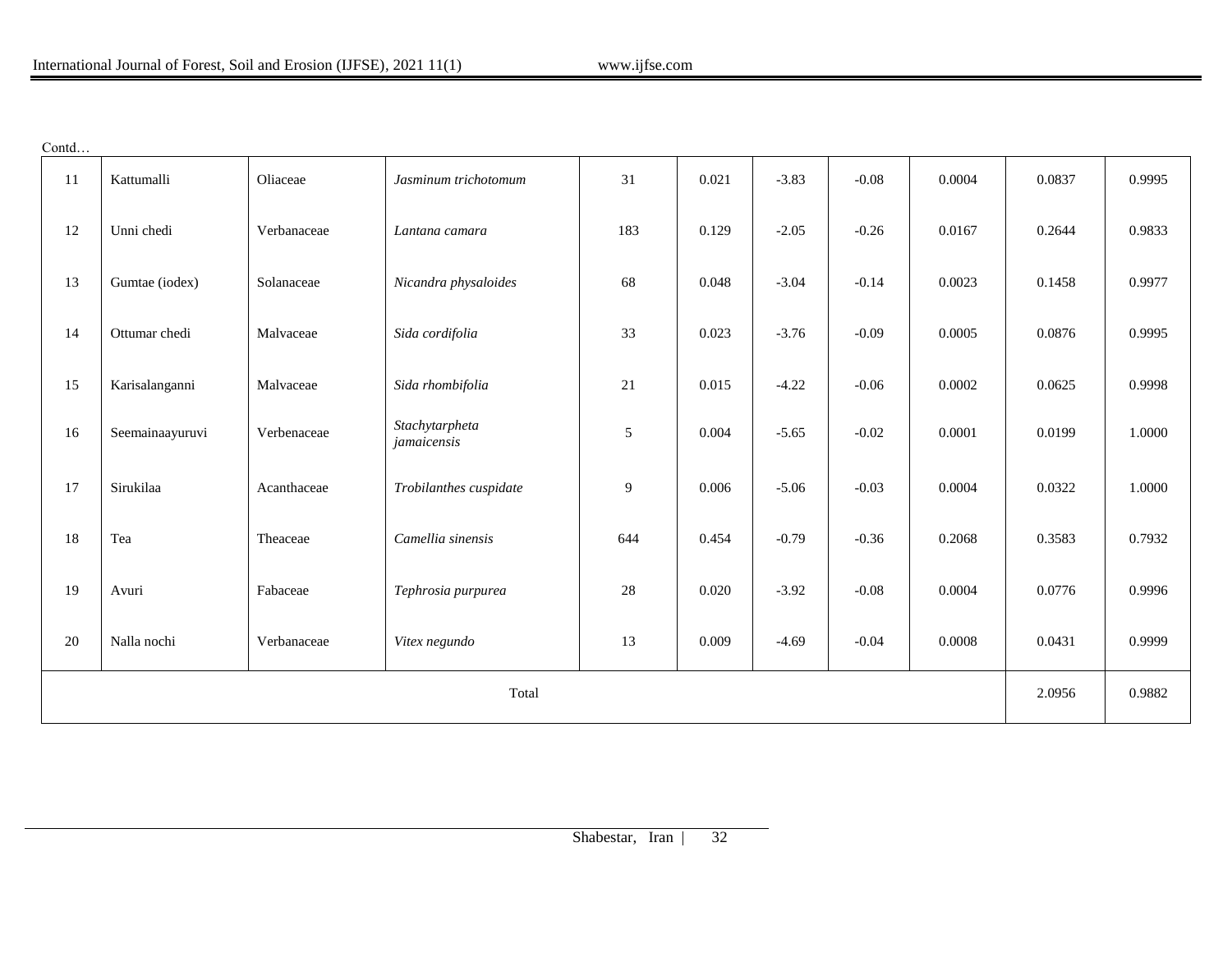Contd…

| 11 | Kattumalli | Oliaceae | *Jasminum trichotomum* | 31 | 0.021 | -3.83 | -0.08 | 0.0004 | 0.0837 | 0.9995 |
|---|---|---|---|---|---|---|---|---|---|---|
| 12 | Unni chedi | Verbanaceae | *Lantana camara* | 183 | 0.129 | -2.05 | -0.26 | 0.0167 | 0.2644 | 0.9833 |
| 13 | Gumtae (iodex) | Solanaceae | *Nicandra physaloides* | 68 | 0.048 | -3.04 | -0.14 | 0.0023 | 0.1458 | 0.9977 |
| 14 | Ottumar chedi | Malvaceae | *Sida cordifolia* | 33 | 0.023 | -3.76 | -0.09 | 0.0005 | 0.0876 | 0.9995 |
| 15 | Karisalanganni | Malvaceae | *Sida rhombifolia* | 21 | 0.015 | -4.22 | -0.06 | 0.0002 | 0.0625 | 0.9998 |
| 16 | Seemainaayuruvi | Verbenaceae | *Stachytarpheta jamaicensis* | 5 | 0.004 | -5.65 | -0.02 | 0.0001 | 0.0199 | 1.0000 |
| 17 | Sirukilaa | Acanthaceae | *Trobilanthes cuspidate* | 9 | 0.006 | -5.06 | -0.03 | 0.0004 | 0.0322 | 1.0000 |
| 18 | Tea | Theaceae | *Camellia sinensis* | 644 | 0.454 | -0.79 | -0.36 | 0.2068 | 0.3583 | 0.7932 |
| 19 | Avuri | Fabaceae | *Tephrosia purpurea* | 28 | 0.020 | -3.92 | -0.08 | 0.0004 | 0.0776 | 0.9996 |
| 20 | Nalla nochi | Verbanaceae | *Vitex negundo* | 13 | 0.009 | -4.69 | -0.04 | 0.0008 | 0.0431 | 0.9999 |
| Total | | | | | | | | | 2.0956 | 0.9882 |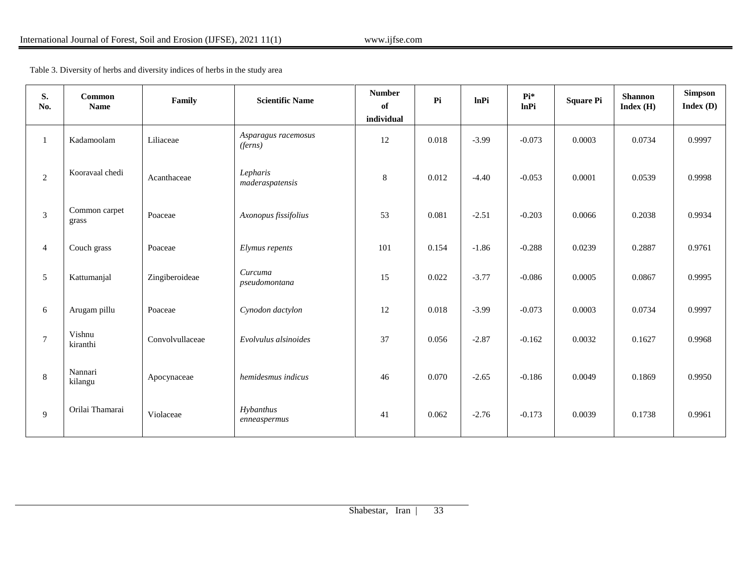Table 3. Diversity of herbs and diversity indices of herbs in the study area

| S. No. | Common Name | Family | Scientific Name | Number of individual | Pi | lnPi | Pi* lnPi | Square Pi | Shannon Index (H) | Simpson Index (D) |
|---|---|---|---|---|---|---|---|---|---|---|
| 1 | Kadamoolam | Liliaceae | *Asparagus racemosus (ferns)* | 12 | 0.018 | -3.99 | -0.073 | 0.0003 | 0.0734 | 0.9997 |
| 2 | Kooravaal chedi | Acanthaceae | *Lepharis maderaspatensis* | 8 | 0.012 | -4.40 | -0.053 | 0.0001 | 0.0539 | 0.9998 |
| 3 | Common carpet grass | Poaceae | *Axonopus fissifolius* | 53 | 0.081 | -2.51 | -0.203 | 0.0066 | 0.2038 | 0.9934 |
| 4 | Couch grass | Poaceae | *Elymus repents* | 101 | 0.154 | -1.86 | -0.288 | 0.0239 | 0.2887 | 0.9761 |
| 5 | Kattumanjal | Zingiberoideae | *Curcuma pseudomontana* | 15 | 0.022 | -3.77 | -0.086 | 0.0005 | 0.0867 | 0.9995 |
| 6 | Arugam pillu | Poaceae | *Cynodon dactylon* | 12 | 0.018 | -3.99 | -0.073 | 0.0003 | 0.0734 | 0.9997 |
| 7 | Vishnu kiranthi | Convolvullaceae | *Evolvulus alsinoides* | 37 | 0.056 | -2.87 | -0.162 | 0.0032 | 0.1627 | 0.9968 |
| 8 | Nannari kilangu | Apocynaceae | *hemidesmus indicus* | 46 | 0.070 | -2.65 | -0.186 | 0.0049 | 0.1869 | 0.9950 |
| 9 | Orilai Thamarai | Violaceae | *Hybanthus enneaspermus* | 41 | 0.062 | -2.76 | -0.173 | 0.0039 | 0.1738 | 0.9961 |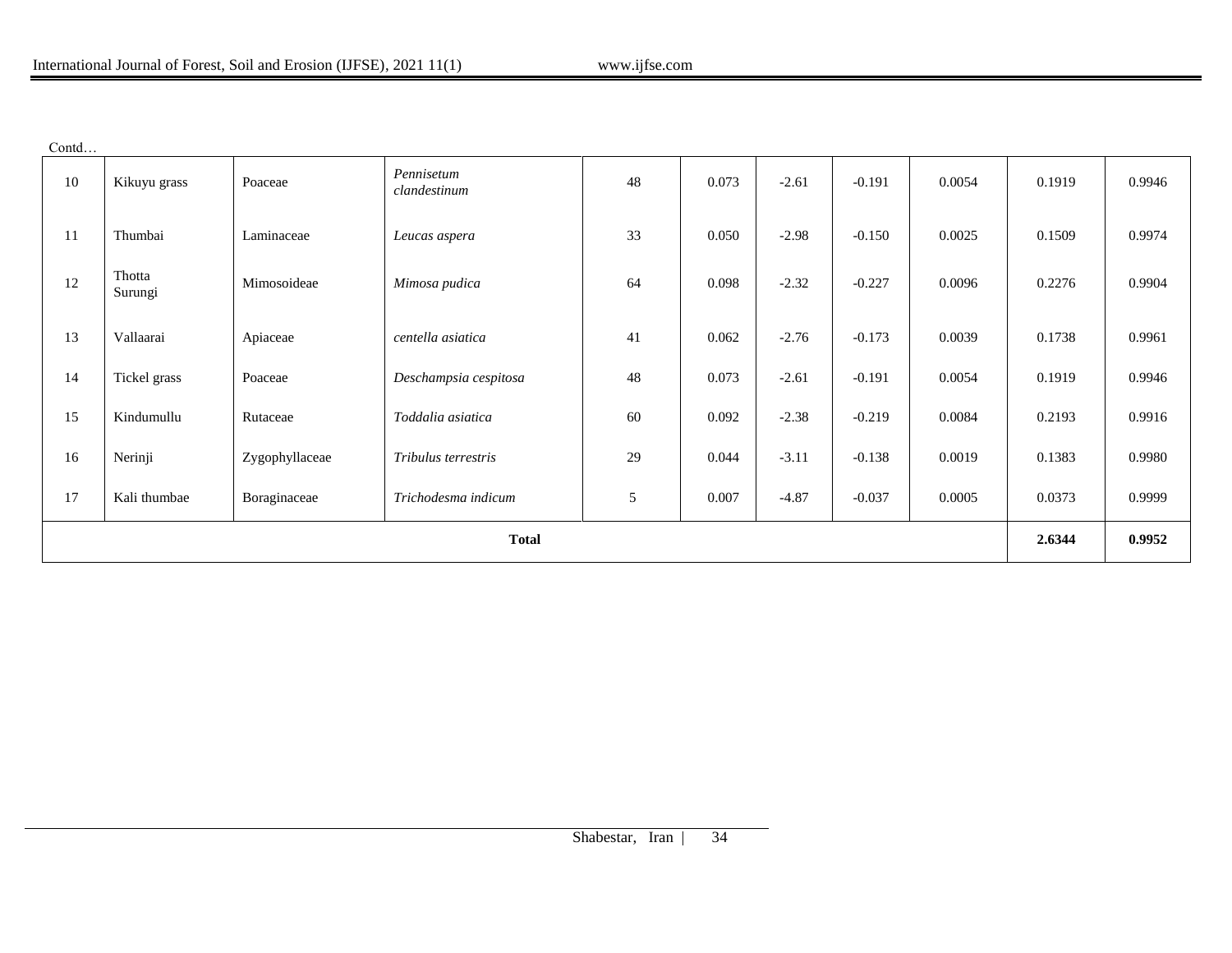Contd…

| 10 | Kikuyu grass | Poaceae | *Pennisetum clandestinum* | 48 | 0.073 | -2.61 | -0.191 | 0.0054 | 0.1919 | 0.9946 |
|---|---|---|---|---|---|---|---|---|---|---|
| 11 | Thumbai | Laminaceae | *Leucas aspera* | 33 | 0.050 | -2.98 | -0.150 | 0.0025 | 0.1509 | 0.9974 |
| 12 | Thotta Surungi | Mimosoideae | *Mimosa pudica* | 64 | 0.098 | -2.32 | -0.227 | 0.0096 | 0.2276 | 0.9904 |
| 13 | Vallaarai | Apiaceae | *centella asiatica* | 41 | 0.062 | -2.76 | -0.173 | 0.0039 | 0.1738 | 0.9961 |
| 14 | Tickel grass | Poaceae | *Deschampsia cespitosa* | 48 | 0.073 | -2.61 | -0.191 | 0.0054 | 0.1919 | 0.9946 |
| 15 | Kindumullu | Rutaceae | *Toddalia asiatica* | 60 | 0.092 | -2.38 | -0.219 | 0.0084 | 0.2193 | 0.9916 |
| 16 | Nerinji | Zygophyllaceae | *Tribulus terrestris* | 29 | 0.044 | -3.11 | -0.138 | 0.0019 | 0.1383 | 0.9980 |
| 17 | Kali thumbae | Boraginaceae | *Trichodesma indicum* | 5 | 0.007 | -4.87 | -0.037 | 0.0005 | 0.0373 | 0.9999 |
| **Total** | | | | | | | | | **2.6344** | **0.9952** |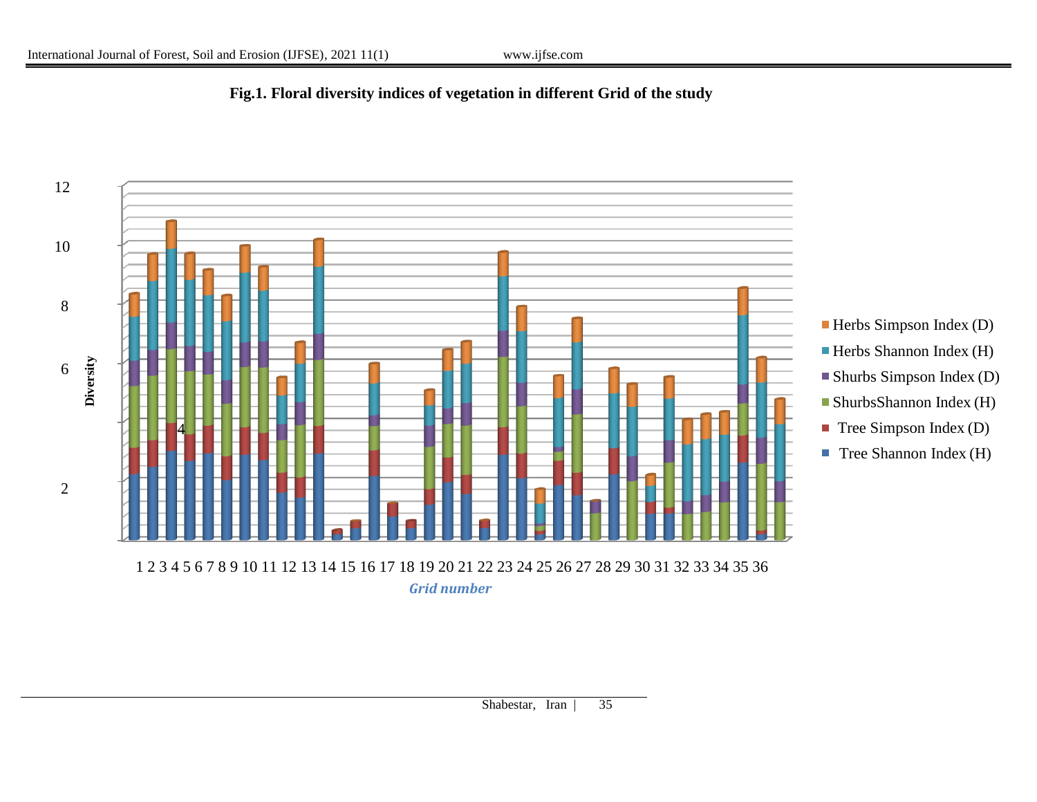**Fig.1. Floral diversity indices of vegetation in different Grid of the study**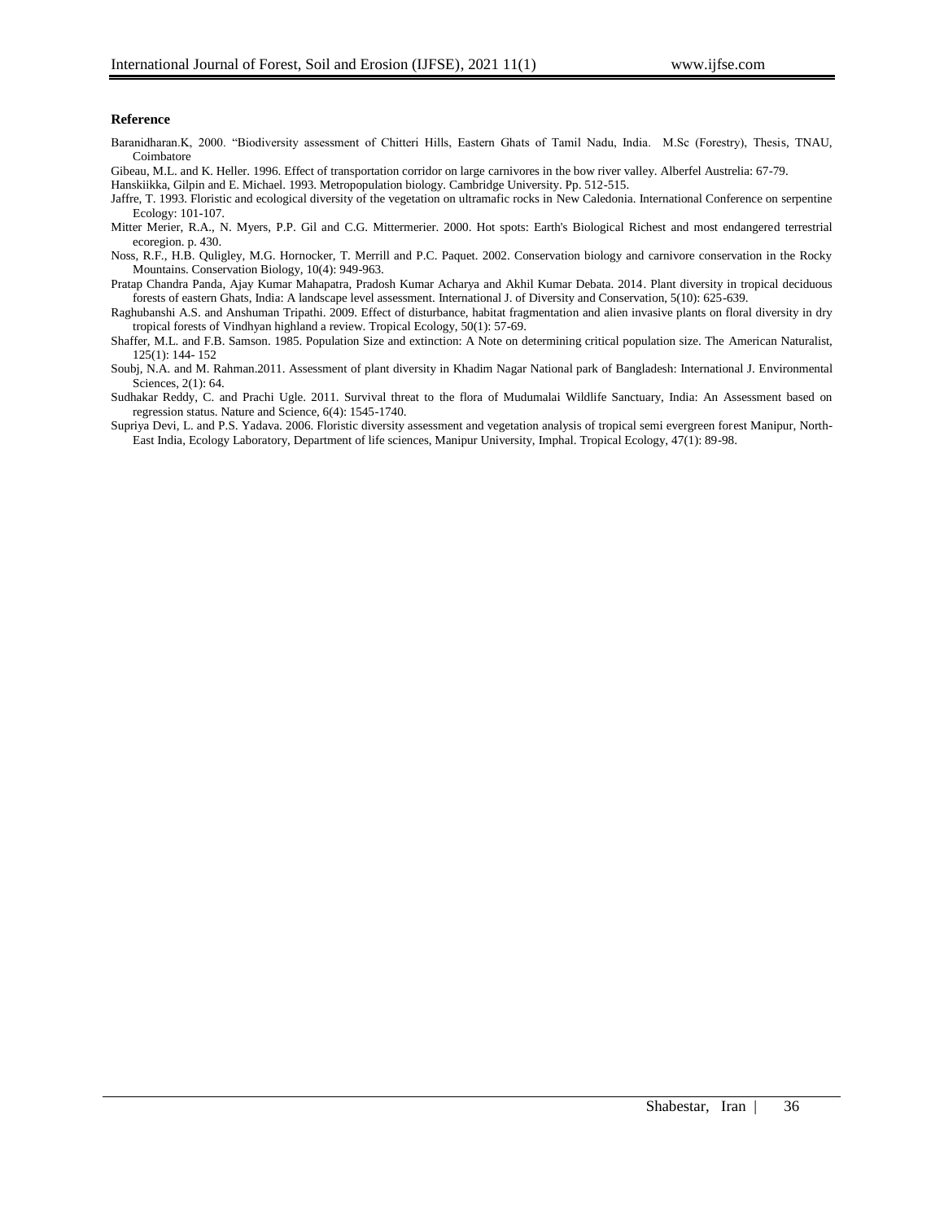**Reference**

Baranidharan.K, 2000. "Biodiversity assessment of Chitteri Hills, Eastern Ghats of Tamil Nadu, India. M.Sc (Forestry), Thesis, TNAU, Coimbatore

Gibeau, M.L. and K. Heller. 1996. Effect of transportation corridor on large carnivores in the bow river valley. Alberfel Austrelia: 67-79.

Hanskiikka, Gilpin and E. Michael. 1993. Metropopulation biology. Cambridge University. Pp. 512-515.

Jaffre, T. 1993. Floristic and ecological diversity of the vegetation on ultramafic rocks in New Caledonia. International Conference on serpentine Ecology: 101-107.

Mitter Merier, R.A., N. Myers, P.P. Gil and C.G. Mittermerier. 2000. Hot spots: Earth's Biological Richest and most endangered terrestrial ecoregion. p. 430.

Noss, R.F., H.B. Quligley, M.G. Hornocker, T. Merrill and P.C. Paquet. 2002. Conservation biology and carnivore conservation in the Rocky Mountains. Conservation Biology, 10(4): 949-963.

Pratap Chandra Panda, Ajay Kumar Mahapatra, Pradosh Kumar Acharya and Akhil Kumar Debata. 2014. Plant diversity in tropical deciduous forests of eastern Ghats, India: A landscape level assessment. International J. of Diversity and Conservation, 5(10): 625-639.

Raghubanshi A.S. and Anshuman Tripathi. 2009. Effect of disturbance, habitat fragmentation and alien invasive plants on floral diversity in dry tropical forests of Vindhyan highland a review. Tropical Ecology, 50(1): 57-69.

Shaffer, M.L. and F.B. Samson. 1985. Population Size and extinction: A Note on determining critical population size. The American Naturalist, 125(1): 144- 152

Soubj, N.A. and M. Rahman.2011. Assessment of plant diversity in Khadim Nagar National park of Bangladesh: International J. Environmental Sciences, 2(1): 64.

Sudhakar Reddy, C. and Prachi Ugle. 2011. Survival threat to the flora of Mudumalai Wildlife Sanctuary, India: An Assessment based on regression status. Nature and Science, 6(4): 1545-1740.

Supriya Devi, L. and P.S. Yadava. 2006. Floristic diversity assessment and vegetation analysis of tropical semi evergreen forest Manipur, North-East India, Ecology Laboratory, Department of life sciences, Manipur University, Imphal. Tropical Ecology, 47(1): 89-98.